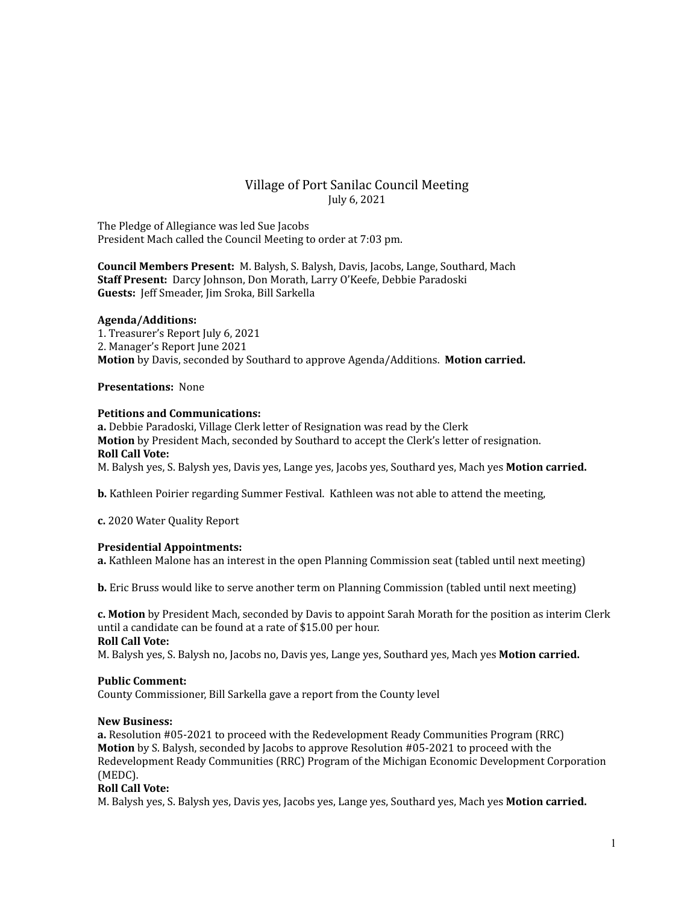# Village of Port Sanilac Council Meeting

July 6, 2021

The Pledge of Allegiance was led Sue Jacobs
President Mach called the Council Meeting to order at 7:03 pm.

**Council Members Present:** M. Balysh, S. Balysh, Davis, Jacobs, Lange, Southard, Mach
**Staff Present:** Darcy Johnson, Don Morath, Larry O'Keefe, Debbie Paradoski
**Guests:** Jeff Smeader, Jim Sroka, Bill Sarkella

**Agenda/Additions:**
1. Treasurer's Report July 6, 2021
2. Manager's Report June 2021

**Motion** by Davis, seconded by Southard to approve Agenda/Additions. **Motion carried.**

**Presentations:** None

**Petitions and Communications:**

**a.** Debbie Paradoski, Village Clerk letter of Resignation was read by the Clerk
**Motion** by President Mach, seconded by Southard to accept the Clerk's letter of resignation.
**Roll Call Vote:**
M. Balysh yes, S. Balysh yes, Davis yes, Lange yes, Jacobs yes, Southard yes, Mach yes **Motion carried.**

**b.** Kathleen Poirier regarding Summer Festival. Kathleen was not able to attend the meeting,

**c.** 2020 Water Quality Report

**Presidential Appointments:**

**a.** Kathleen Malone has an interest in the open Planning Commission seat (tabled until next meeting)

**b.** Eric Bruss would like to serve another term on Planning Commission (tabled until next meeting)

**c. Motion** by President Mach, seconded by Davis to appoint Sarah Morath for the position as interim Clerk until a candidate can be found at a rate of $15.00 per hour.
**Roll Call Vote:**
M. Balysh yes, S. Balysh no, Jacobs no, Davis yes, Lange yes, Southard yes, Mach yes **Motion carried.**

**Public Comment:**
County Commissioner, Bill Sarkella gave a report from the County level

**New Business:**

**a.** Resolution #05-2021 to proceed with the Redevelopment Ready Communities Program (RRC)
**Motion** by S. Balysh, seconded by Jacobs to approve Resolution #05-2021 to proceed with the Redevelopment Ready Communities (RRC) Program of the Michigan Economic Development Corporation (MEDC).
**Roll Call Vote:**
M. Balysh yes, S. Balysh yes, Davis yes, Jacobs yes, Lange yes, Southard yes, Mach yes **Motion carried.**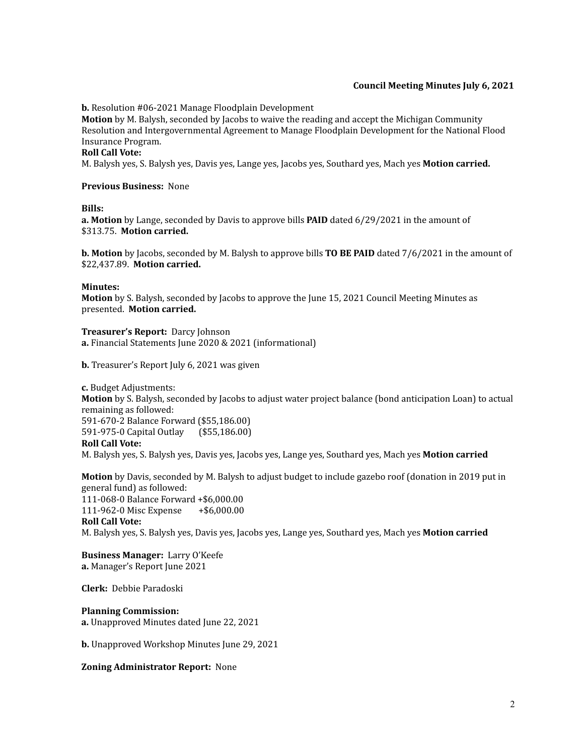**b.** Resolution #06-2021 Manage Floodplain Development
**Motion** by M. Balysh, seconded by Jacobs to waive the reading and accept the Michigan Community Resolution and Intergovernmental Agreement to Manage Floodplain Development for the National Flood Insurance Program.
**Roll Call Vote:**
M. Balysh yes, S. Balysh yes, Davis yes, Lange yes, Jacobs yes, Southard yes, Mach yes **Motion carried.**

**Previous Business:** None

**Bills:**
**a. Motion** by Lange, seconded by Davis to approve bills **PAID** dated 6/29/2021 in the amount of $313.75. **Motion carried.**

**b. Motion** by Jacobs, seconded by M. Balysh to approve bills **TO BE PAID** dated 7/6/2021 in the amount of $22,437.89. **Motion carried.**

**Minutes:**
**Motion** by S. Balysh, seconded by Jacobs to approve the June 15, 2021 Council Meeting Minutes as presented. **Motion carried.**

**Treasurer's Report:** Darcy Johnson
**a.** Financial Statements June 2020 & 2021 (informational)

**b.** Treasurer's Report July 6, 2021 was given

**c.** Budget Adjustments:
**Motion** by S. Balysh, seconded by Jacobs to adjust water project balance (bond anticipation Loan) to actual remaining as followed:
591-670-2 Balance Forward ($55,186.00)
591-975-0 Capital Outlay ($55,186.00)
**Roll Call Vote:**
M. Balysh yes, S. Balysh yes, Davis yes, Jacobs yes, Lange yes, Southard yes, Mach yes **Motion carried**

**Motion** by Davis, seconded by M. Balysh to adjust budget to include gazebo roof (donation in 2019 put in general fund) as followed:
111-068-0 Balance Forward +$6,000.00
111-962-0 Misc Expense +$6,000.00
**Roll Call Vote:**
M. Balysh yes, S. Balysh yes, Davis yes, Jacobs yes, Lange yes, Southard yes, Mach yes **Motion carried**

**Business Manager:** Larry O'Keefe
**a.** Manager's Report June 2021

**Clerk:** Debbie Paradoski

**Planning Commission:**
**a.** Unapproved Minutes dated June 22, 2021

**b.** Unapproved Workshop Minutes June 29, 2021

**Zoning Administrator Report:** None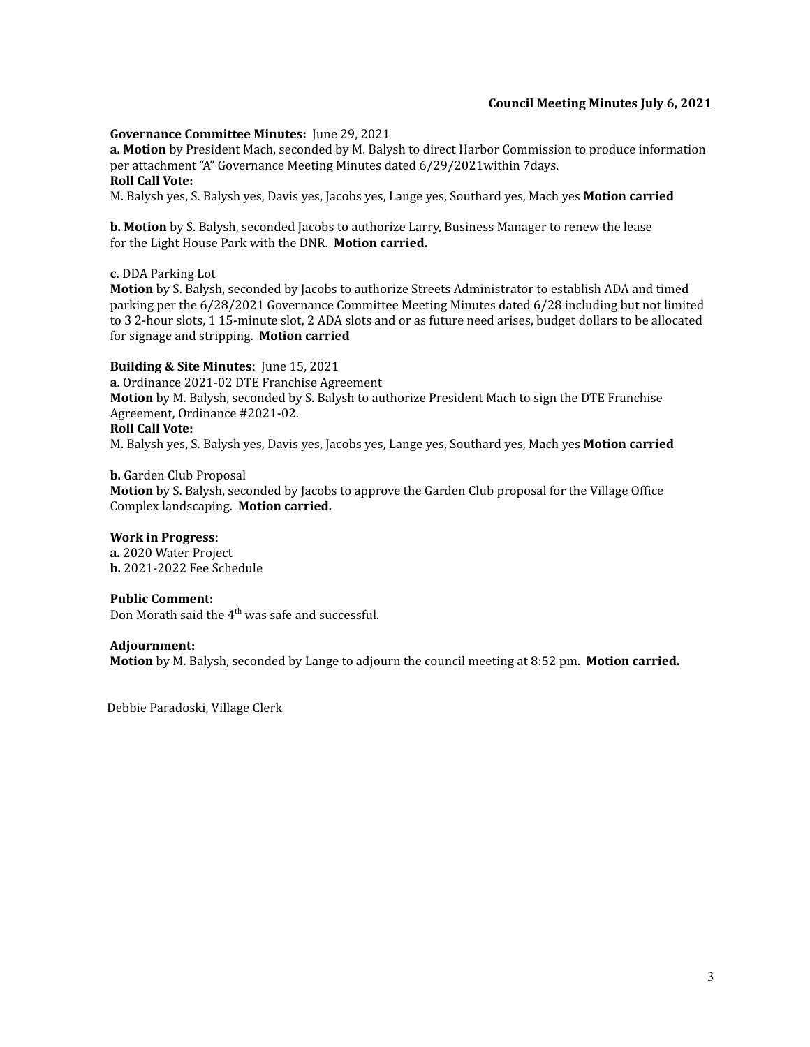**Council Meeting Minutes July 6, 2021**

**Governance Committee Minutes:** June 29, 2021

**a. Motion** by President Mach, seconded by M. Balysh to direct Harbor Commission to produce information per attachment "A" Governance Meeting Minutes dated 6/29/2021within 7days.

**Roll Call Vote:**

M. Balysh yes, S. Balysh yes, Davis yes, Jacobs yes, Lange yes, Southard yes, Mach yes **Motion carried**

**b. Motion** by S. Balysh, seconded Jacobs to authorize Larry, Business Manager to renew the lease for the Light House Park with the DNR. **Motion carried.**

**c.** DDA Parking Lot

**Motion** by S. Balysh, seconded by Jacobs to authorize Streets Administrator to establish ADA and timed parking per the 6/28/2021 Governance Committee Meeting Minutes dated 6/28 including but not limited to 3 2-hour slots, 1 15-minute slot, 2 ADA slots and or as future need arises, budget dollars to be allocated for signage and stripping. **Motion carried**

**Building & Site Minutes:** June 15, 2021

**a**. Ordinance 2021-02 DTE Franchise Agreement

**Motion** by M. Balysh, seconded by S. Balysh to authorize President Mach to sign the DTE Franchise Agreement, Ordinance #2021-02.

**Roll Call Vote:**

M. Balysh yes, S. Balysh yes, Davis yes, Jacobs yes, Lange yes, Southard yes, Mach yes **Motion carried**

**b.** Garden Club Proposal

**Motion** by S. Balysh, seconded by Jacobs to approve the Garden Club proposal for the Village Office Complex landscaping. **Motion carried.**

**Work in Progress:**

**a.** 2020 Water Project

**b.** 2021-2022 Fee Schedule

**Public Comment:**

Don Morath said the 4th was safe and successful.

**Adjournment:**

**Motion** by M. Balysh, seconded by Lange to adjourn the council meeting at 8:52 pm. **Motion carried.**

Debbie Paradoski, Village Clerk